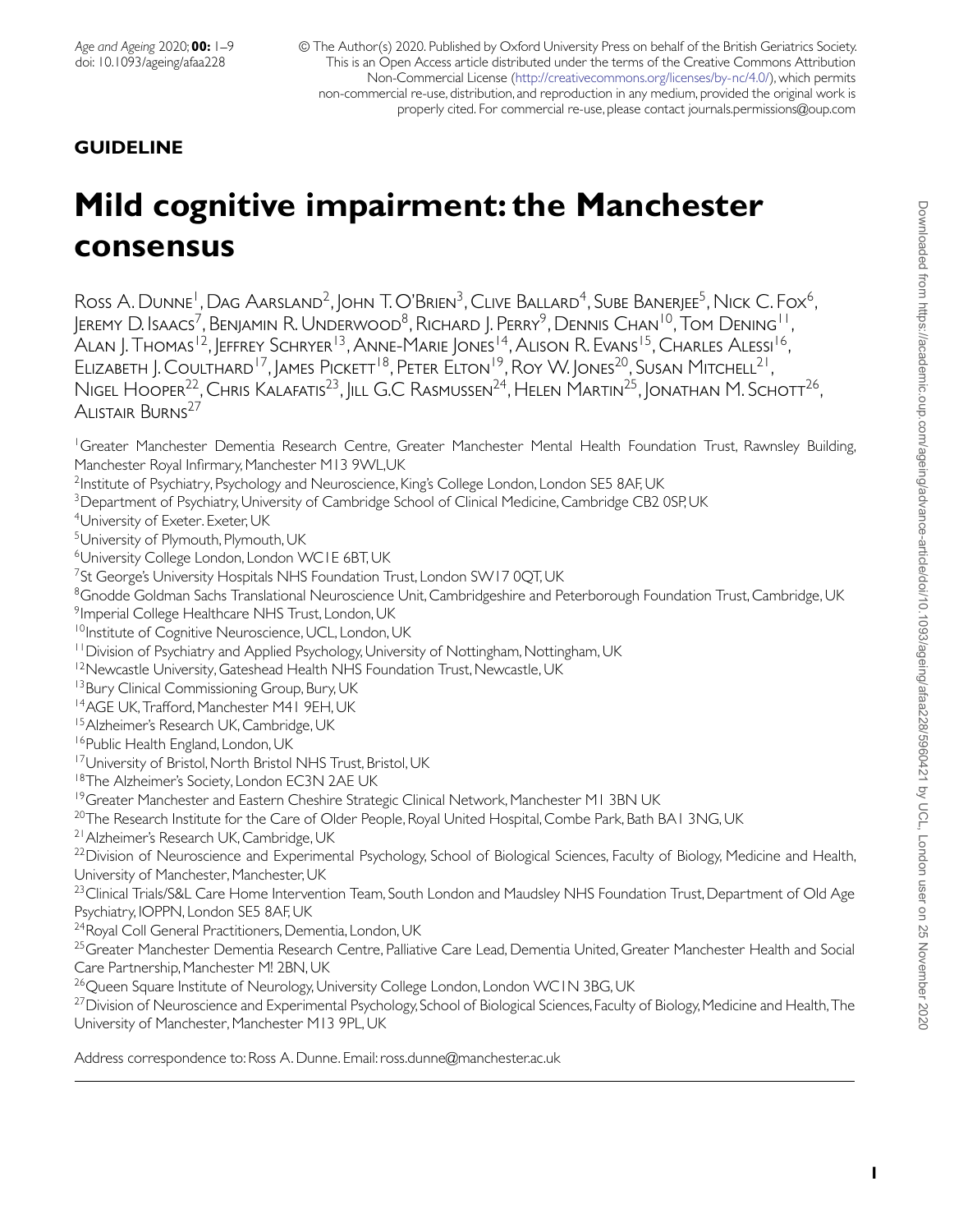**GUIDELINE**

# Mild cognitive impairment: the Manchester consensus

Ross A. Dunne[1], Dag Aarsland[2], John T. O'Brien[3], Clive Ballard[4], Sube Banerjee[5], Nick C. Fox[6], Jeremy D. Isaacs[7], Benjamin R. Underwood[8], Richard J. Perry[9], Dennis Chan[10], Tom Dening[11], Alan J. Thomas[12], Jeffrey Schryer[13], Anne-Marie Jones[14], Alison R. Evans[15], Charles Alessi[16], Elizabeth J. Coulthard[17], James Pickett[18], Peter Elton[19], Roy W. Jones[20], Susan Mitchell[21], Nigel Hooper[22], Chris Kalafatis[23], Jill G.C Rasmussen[24], Helen Martin[25], Jonathan M. Schott[26], Alistair Burns[27]

[1]Greater Manchester Dementia Research Centre, Greater Manchester Mental Health Foundation Trust, Rawnsley Building, Manchester Royal Infirmary, Manchester M13 9WL,UK
[2]Institute of Psychiatry, Psychology and Neuroscience, King's College London, London SE5 8AF, UK
[3]Department of Psychiatry, University of Cambridge School of Clinical Medicine, Cambridge CB2 0SP, UK
[4]University of Exeter. Exeter, UK
[5]University of Plymouth, Plymouth, UK
[6]University College London, London WC1E 6BT, UK
[7]St George's University Hospitals NHS Foundation Trust, London SW17 0QT, UK
[8]Gnodde Goldman Sachs Translational Neuroscience Unit, Cambridgeshire and Peterborough Foundation Trust, Cambridge, UK
[9]Imperial College Healthcare NHS Trust, London, UK
[10]Institute of Cognitive Neuroscience, UCL, London, UK
[11]Division of Psychiatry and Applied Psychology, University of Nottingham, Nottingham, UK
[12]Newcastle University, Gateshead Health NHS Foundation Trust, Newcastle, UK
[13]Bury Clinical Commissioning Group, Bury, UK
[14]AGE UK, Trafford, Manchester M41 9EH, UK
[15]Alzheimer's Research UK, Cambridge, UK
[16]Public Health England, London, UK
[17]University of Bristol, North Bristol NHS Trust, Bristol, UK
[18]The Alzheimer's Society, London EC3N 2AE UK
[19]Greater Manchester and Eastern Cheshire Strategic Clinical Network, Manchester M1 3BN UK
[20]The Research Institute for the Care of Older People, Royal United Hospital, Combe Park, Bath BA1 3NG, UK
[21]Alzheimer's Research UK, Cambridge, UK
[22]Division of Neuroscience and Experimental Psychology, School of Biological Sciences, Faculty of Biology, Medicine and Health, University of Manchester, Manchester, UK
[23]Clinical Trials/S&L Care Home Intervention Team, South London and Maudsley NHS Foundation Trust, Department of Old Age Psychiatry, IOPPN, London SE5 8AF, UK
[24]Royal Coll General Practitioners, Dementia, London, UK
[25]Greater Manchester Dementia Research Centre, Palliative Care Lead, Dementia United, Greater Manchester Health and Social Care Partnership, Manchester M! 2BN, UK
[26]Queen Square Institute of Neurology, University College London, London WC1N 3BG, UK
[27]Division of Neuroscience and Experimental Psychology, School of Biological Sciences, Faculty of Biology, Medicine and Health, The University of Manchester, Manchester M13 9PL, UK

Address correspondence to: Ross A. Dunne. Email: ross.dunne@manchester.ac.uk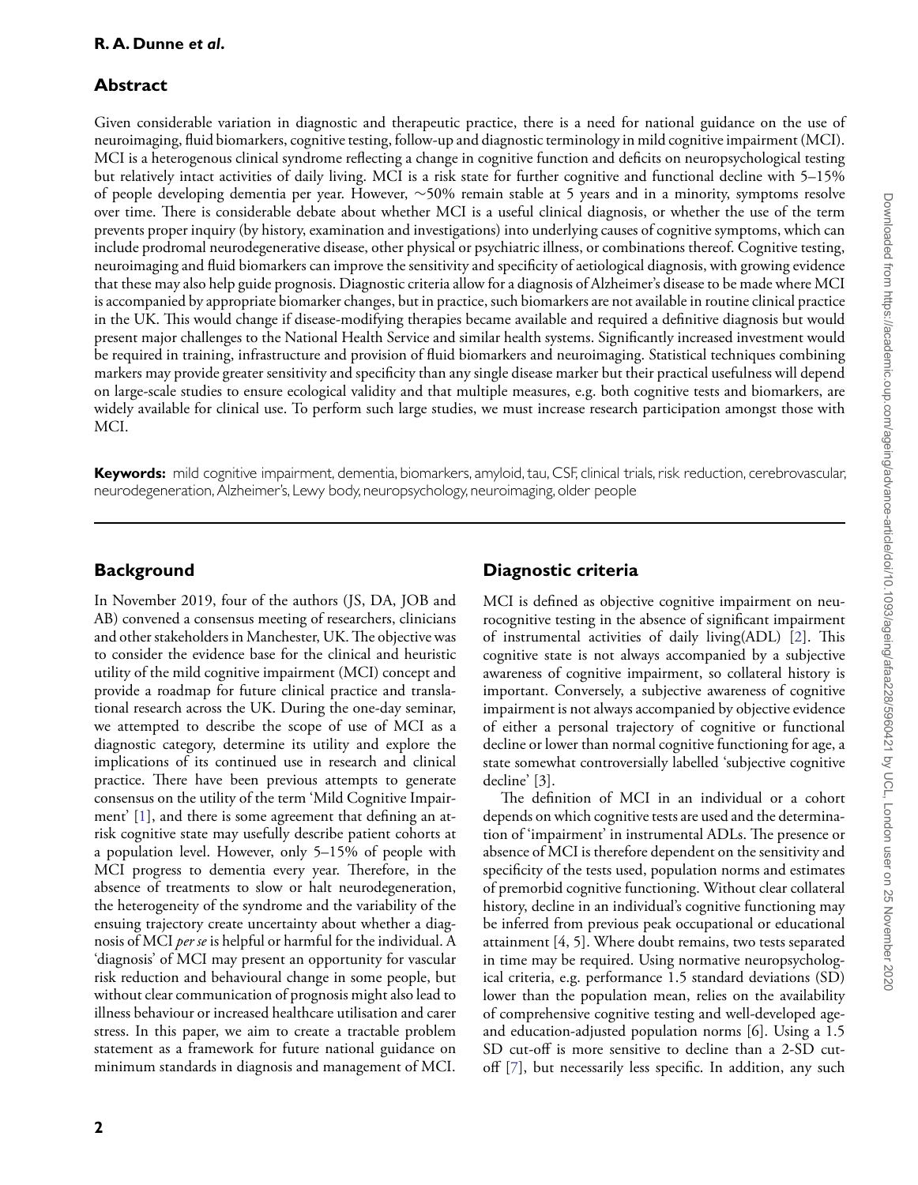## Abstract

Given considerable variation in diagnostic and therapeutic practice, there is a need for national guidance on the use of neuroimaging, fluid biomarkers, cognitive testing, follow-up and diagnostic terminology in mild cognitive impairment (MCI). MCI is a heterogenous clinical syndrome reflecting a change in cognitive function and deficits on neuropsychological testing but relatively intact activities of daily living. MCI is a risk state for further cognitive and functional decline with 5–15% of people developing dementia per year. However, ~50% remain stable at 5 years and in a minority, symptoms resolve over time. There is considerable debate about whether MCI is a useful clinical diagnosis, or whether the use of the term prevents proper inquiry (by history, examination and investigations) into underlying causes of cognitive symptoms, which can include prodromal neurodegenerative disease, other physical or psychiatric illness, or combinations thereof. Cognitive testing, neuroimaging and fluid biomarkers can improve the sensitivity and specificity of aetiological diagnosis, with growing evidence that these may also help guide prognosis. Diagnostic criteria allow for a diagnosis of Alzheimer's disease to be made where MCI is accompanied by appropriate biomarker changes, but in practice, such biomarkers are not available in routine clinical practice in the UK. This would change if disease-modifying therapies became available and required a definitive diagnosis but would present major challenges to the National Health Service and similar health systems. Significantly increased investment would be required in training, infrastructure and provision of fluid biomarkers and neuroimaging. Statistical techniques combining markers may provide greater sensitivity and specificity than any single disease marker but their practical usefulness will depend on large-scale studies to ensure ecological validity and that multiple measures, e.g. both cognitive tests and biomarkers, are widely available for clinical use. To perform such large studies, we must increase research participation amongst those with MCI.

**Keywords:** mild cognitive impairment, dementia, biomarkers, amyloid, tau, CSF, clinical trials, risk reduction, cerebrovascular, neurodegeneration, Alzheimer's, Lewy body, neuropsychology, neuroimaging, older people

## Background

In November 2019, four of the authors (JS, DA, JOB and AB) convened a consensus meeting of researchers, clinicians and other stakeholders in Manchester, UK. The objective was to consider the evidence base for the clinical and heuristic utility of the mild cognitive impairment (MCI) concept and provide a roadmap for future clinical practice and translational research across the UK. During the one-day seminar, we attempted to describe the scope of use of MCI as a diagnostic category, determine its utility and explore the implications of its continued use in research and clinical practice. There have been previous attempts to generate consensus on the utility of the term 'Mild Cognitive Impairment' [1], and there is some agreement that defining an at-risk cognitive state may usefully describe patient cohorts at a population level. However, only 5–15% of people with MCI progress to dementia every year. Therefore, in the absence of treatments to slow or halt neurodegeneration, the heterogeneity of the syndrome and the variability of the ensuing trajectory create uncertainty about whether a diagnosis of MCI *per se* is helpful or harmful for the individual. A 'diagnosis' of MCI may present an opportunity for vascular risk reduction and behavioural change in some people, but without clear communication of prognosis might also lead to illness behaviour or increased healthcare utilisation and carer stress. In this paper, we aim to create a tractable problem statement as a framework for future national guidance on minimum standards in diagnosis and management of MCI.

## Diagnostic criteria

MCI is defined as objective cognitive impairment on neurocognitive testing in the absence of significant impairment of instrumental activities of daily living(ADL) [2]. This cognitive state is not always accompanied by a subjective awareness of cognitive impairment, so collateral history is important. Conversely, a subjective awareness of cognitive impairment is not always accompanied by objective evidence of either a personal trajectory of cognitive or functional decline or lower than normal cognitive functioning for age, a state somewhat controversially labelled 'subjective cognitive decline' [3].

The definition of MCI in an individual or a cohort depends on which cognitive tests are used and the determination of 'impairment' in instrumental ADLs. The presence or absence of MCI is therefore dependent on the sensitivity and specificity of the tests used, population norms and estimates of premorbid cognitive functioning. Without clear collateral history, decline in an individual's cognitive functioning may be inferred from previous peak occupational or educational attainment [4, 5]. Where doubt remains, two tests separated in time may be required. Using normative neuropsychological criteria, e.g. performance 1.5 standard deviations (SD) lower than the population mean, relies on the availability of comprehensive cognitive testing and well-developed age- and education-adjusted population norms [6]. Using a 1.5 SD cut-off is more sensitive to decline than a 2-SD cut-off [7], but necessarily less specific. In addition, any such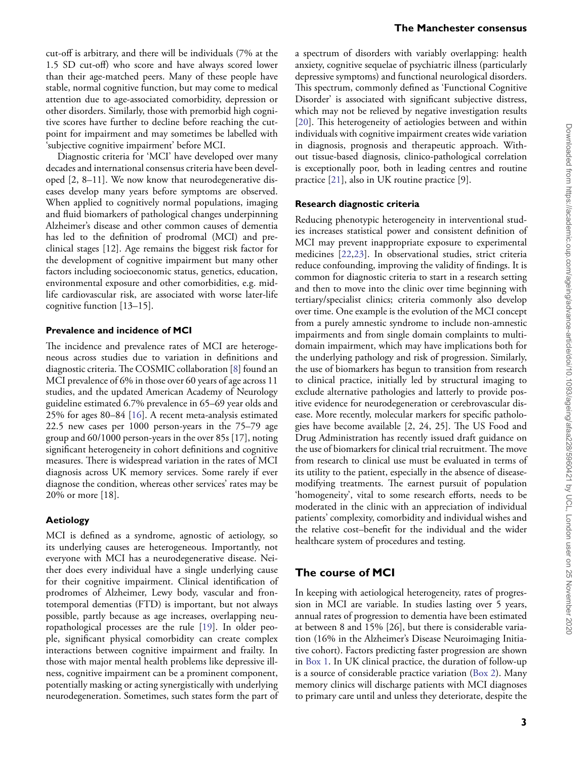cut-off is arbitrary, and there will be individuals (7% at the 1.5 SD cut-off) who score and have always scored lower than their age-matched peers. Many of these people have stable, normal cognitive function, but may come to medical attention due to age-associated comorbidity, depression or other disorders. Similarly, those with premorbid high cognitive scores have further to decline before reaching the cut-point for impairment and may sometimes be labelled with 'subjective cognitive impairment' before MCI.

Diagnostic criteria for 'MCI' have developed over many decades and international consensus criteria have been developed [2, 8–11]. We now know that neurodegenerative diseases develop many years before symptoms are observed. When applied to cognitively normal populations, imaging and fluid biomarkers of pathological changes underpinning Alzheimer's disease and other common causes of dementia has led to the definition of prodromal (MCI) and preclinical stages [12]. Age remains the biggest risk factor for the development of cognitive impairment but many other factors including socioeconomic status, genetics, education, environmental exposure and other comorbidities, e.g. midlife cardiovascular risk, are associated with worse later-life cognitive function [13–15].

### Prevalence and incidence of MCI

The incidence and prevalence rates of MCI are heterogeneous across studies due to variation in definitions and diagnostic criteria. The COSMIC collaboration [8] found an MCI prevalence of 6% in those over 60 years of age across 11 studies, and the updated American Academy of Neurology guideline estimated 6.7% prevalence in 65–69 year olds and 25% for ages 80–84 [16]. A recent meta-analysis estimated 22.5 new cases per 1000 person-years in the 75–79 age group and 60/1000 person-years in the over 85s [17], noting significant heterogeneity in cohort definitions and cognitive measures. There is widespread variation in the rates of MCI diagnosis across UK memory services. Some rarely if ever diagnose the condition, whereas other services' rates may be 20% or more [18].

### Aetiology

MCI is defined as a syndrome, agnostic of aetiology, so its underlying causes are heterogeneous. Importantly, not everyone with MCI has a neurodegenerative disease. Neither does every individual have a single underlying cause for their cognitive impairment. Clinical identification of prodromes of Alzheimer, Lewy body, vascular and frontotemporal dementias (FTD) is important, but not always possible, partly because as age increases, overlapping neuropathological processes are the rule [19]. In older people, significant physical comorbidity can create complex interactions between cognitive impairment and frailty. In those with major mental health problems like depressive illness, cognitive impairment can be a prominent component, potentially masking or acting synergistically with underlying neurodegeneration. Sometimes, such states form the part of a spectrum of disorders with variably overlapping: health anxiety, cognitive sequelae of psychiatric illness (particularly depressive symptoms) and functional neurological disorders. This spectrum, commonly defined as 'Functional Cognitive Disorder' is associated with significant subjective distress, which may not be relieved by negative investigation results [20]. This heterogeneity of aetiologies between and within individuals with cognitive impairment creates wide variation in diagnosis, prognosis and therapeutic approach. Without tissue-based diagnosis, clinico-pathological correlation is exceptionally poor, both in leading centres and routine practice [21], also in UK routine practice [9].

### Research diagnostic criteria

Reducing phenotypic heterogeneity in interventional studies increases statistical power and consistent definition of MCI may prevent inappropriate exposure to experimental medicines [22,23]. In observational studies, strict criteria reduce confounding, improving the validity of findings. It is common for diagnostic criteria to start in a research setting and then to move into the clinic over time beginning with tertiary/specialist clinics; criteria commonly also develop over time. One example is the evolution of the MCI concept from a purely amnestic syndrome to include non-amnestic impairments and from single domain complaints to multi-domain impairment, which may have implications both for the underlying pathology and risk of progression. Similarly, the use of biomarkers has begun to transition from research to clinical practice, initially led by structural imaging to exclude alternative pathologies and latterly to provide positive evidence for neurodegeneration or cerebrovascular disease. More recently, molecular markers for specific pathologies have become available [2, 24, 25]. The US Food and Drug Administration has recently issued draft guidance on the use of biomarkers for clinical trial recruitment. The move from research to clinical use must be evaluated in terms of its utility to the patient, especially in the absence of disease-modifying treatments. The earnest pursuit of population 'homogeneity', vital to some research efforts, needs to be moderated in the clinic with an appreciation of individual patients' complexity, comorbidity and individual wishes and the relative cost–benefit for the individual and the wider healthcare system of procedures and testing.

## The course of MCI

In keeping with aetiological heterogeneity, rates of progression in MCI are variable. In studies lasting over 5 years, annual rates of progression to dementia have been estimated at between 8 and 15% [26], but there is considerable variation (16% in the Alzheimer's Disease Neuroimaging Initiative cohort). Factors predicting faster progression are shown in Box 1. In UK clinical practice, the duration of follow-up is a source of considerable practice variation (Box 2). Many memory clinics will discharge patients with MCI diagnoses to primary care until and unless they deteriorate, despite the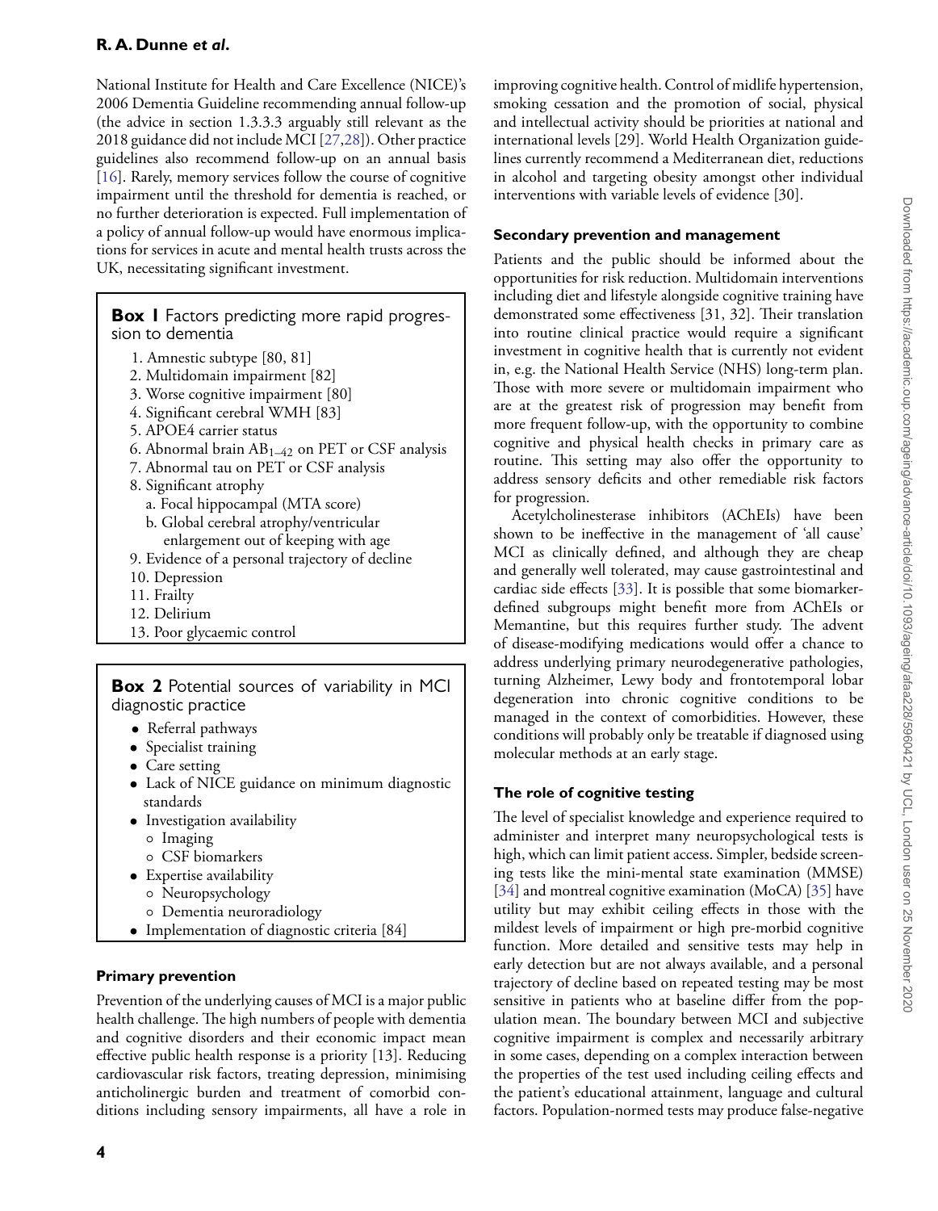National Institute for Health and Care Excellence (NICE)'s 2006 Dementia Guideline recommending annual follow-up (the advice in section 1.3.3.3 arguably still relevant as the 2018 guidance did not include MCI [27,28]). Other practice guidelines also recommend follow-up on an annual basis [16]. Rarely, memory services follow the course of cognitive impairment until the threshold for dementia is reached, or no further deterioration is expected. Full implementation of a policy of annual follow-up would have enormous implications for services in acute and mental health trusts across the UK, necessitating significant investment.

**Box 1** Factors predicting more rapid progression to dementia

1. Amnestic subtype [80, 81]
2. Multidomain impairment [82]
3. Worse cognitive impairment [80]
4. Significant cerebral WMH [83]
5. APOE4 carrier status
6. Abnormal brain $AB_{1-42}$ on PET or CSF analysis
7. Abnormal tau on PET or CSF analysis
8. Significant atrophy
   a. Focal hippocampal (MTA score)
   b. Global cerebral atrophy/ventricular enlargement out of keeping with age
9. Evidence of a personal trajectory of decline
10. Depression
11. Frailty
12. Delirium
13. Poor glycaemic control

**Box 2** Potential sources of variability in MCI diagnostic practice

- Referral pathways
- Specialist training
- Care setting
- Lack of NICE guidance on minimum diagnostic standards
- Investigation availability
  - Imaging
  - CSF biomarkers
- Expertise availability
  - Neuropsychology
  - Dementia neuroradiology
- Implementation of diagnostic criteria [84]

### Primary prevention

Prevention of the underlying causes of MCI is a major public health challenge. The high numbers of people with dementia and cognitive disorders and their economic impact mean effective public health response is a priority [13]. Reducing cardiovascular risk factors, treating depression, minimising anticholinergic burden and treatment of comorbid conditions including sensory impairments, all have a role in improving cognitive health. Control of midlife hypertension, smoking cessation and the promotion of social, physical and intellectual activity should be priorities at national and international levels [29]. World Health Organization guidelines currently recommend a Mediterranean diet, reductions in alcohol and targeting obesity amongst other individual interventions with variable levels of evidence [30].

### Secondary prevention and management

Patients and the public should be informed about the opportunities for risk reduction. Multidomain interventions including diet and lifestyle alongside cognitive training have demonstrated some effectiveness [31, 32]. Their translation into routine clinical practice would require a significant investment in cognitive health that is currently not evident in, e.g. the National Health Service (NHS) long-term plan. Those with more severe or multidomain impairment who are at the greatest risk of progression may benefit from more frequent follow-up, with the opportunity to combine cognitive and physical health checks in primary care as routine. This setting may also offer the opportunity to address sensory deficits and other remediable risk factors for progression.

Acetylcholinesterase inhibitors (AChEIs) have been shown to be ineffective in the management of 'all cause' MCI as clinically defined, and although they are cheap and generally well tolerated, may cause gastrointestinal and cardiac side effects [33]. It is possible that some biomarker-defined subgroups might benefit more from AChEIs or Memantine, but this requires further study. The advent of disease-modifying medications would offer a chance to address underlying primary neurodegenerative pathologies, turning Alzheimer, Lewy body and frontotemporal lobar degeneration into chronic cognitive conditions to be managed in the context of comorbidities. However, these conditions will probably only be treatable if diagnosed using molecular methods at an early stage.

### The role of cognitive testing

The level of specialist knowledge and experience required to administer and interpret many neuropsychological tests is high, which can limit patient access. Simpler, bedside screening tests like the mini-mental state examination (MMSE) [34] and montreal cognitive examination (MoCA) [35] have utility but may exhibit ceiling effects in those with the mildest levels of impairment or high pre-morbid cognitive function. More detailed and sensitive tests may help in early detection but are not always available, and a personal trajectory of decline based on repeated testing may be most sensitive in patients who at baseline differ from the population mean. The boundary between MCI and subjective cognitive impairment is complex and necessarily arbitrary in some cases, depending on a complex interaction between the properties of the test used including ceiling effects and the patient's educational attainment, language and cultural factors. Population-normed tests may produce false-negative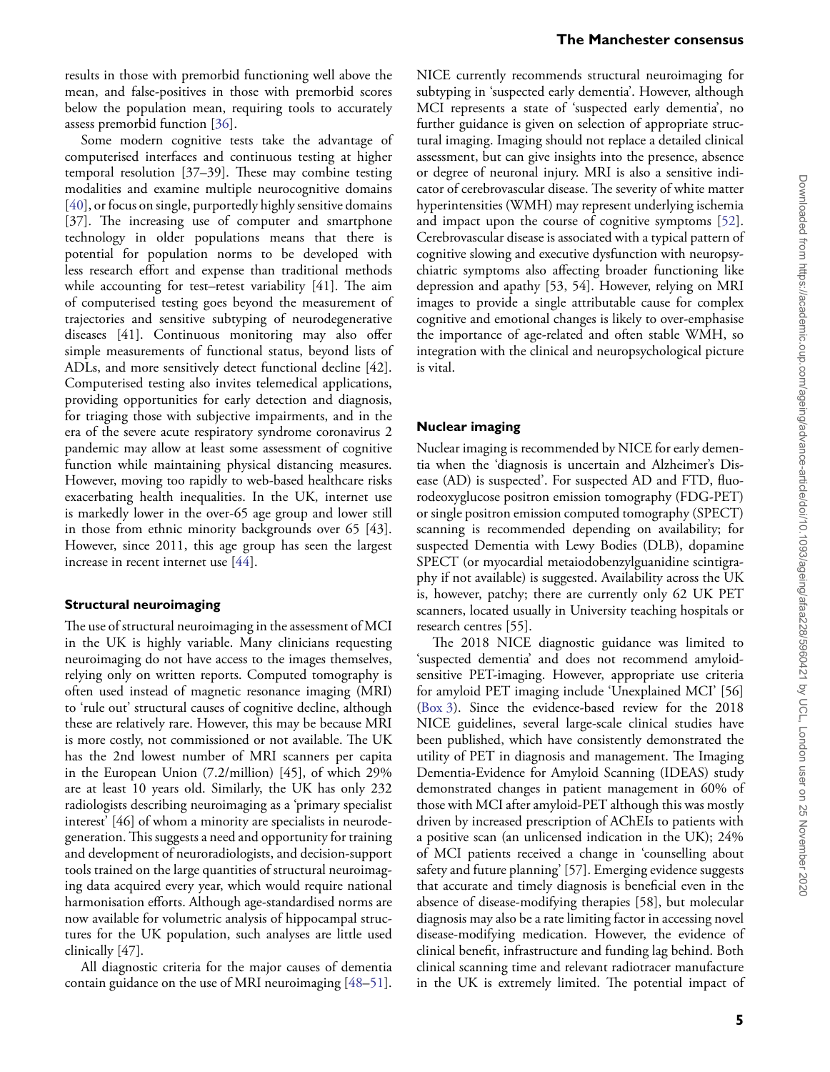results in those with premorbid functioning well above the mean, and false-positives in those with premorbid scores below the population mean, requiring tools to accurately assess premorbid function [36].

Some modern cognitive tests take the advantage of computerised interfaces and continuous testing at higher temporal resolution [37–39]. These may combine testing modalities and examine multiple neurocognitive domains [40], or focus on single, purportedly highly sensitive domains [37]. The increasing use of computer and smartphone technology in older populations means that there is potential for population norms to be developed with less research effort and expense than traditional methods while accounting for test–retest variability [41]. The aim of computerised testing goes beyond the measurement of trajectories and sensitive subtyping of neurodegenerative diseases [41]. Continuous monitoring may also offer simple measurements of functional status, beyond lists of ADLs, and more sensitively detect functional decline [42]. Computerised testing also invites telemedical applications, providing opportunities for early detection and diagnosis, for triaging those with subjective impairments, and in the era of the severe acute respiratory syndrome coronavirus 2 pandemic may allow at least some assessment of cognitive function while maintaining physical distancing measures. However, moving too rapidly to web-based healthcare risks exacerbating health inequalities. In the UK, internet use is markedly lower in the over-65 age group and lower still in those from ethnic minority backgrounds over 65 [43]. However, since 2011, this age group has seen the largest increase in recent internet use [44].

## Structural neuroimaging

The use of structural neuroimaging in the assessment of MCI in the UK is highly variable. Many clinicians requesting neuroimaging do not have access to the images themselves, relying only on written reports. Computed tomography is often used instead of magnetic resonance imaging (MRI) to 'rule out' structural causes of cognitive decline, although these are relatively rare. However, this may be because MRI is more costly, not commissioned or not available. The UK has the 2nd lowest number of MRI scanners per capita in the European Union (7.2/million) [45], of which 29% are at least 10 years old. Similarly, the UK has only 232 radiologists describing neuroimaging as a 'primary specialist interest' [46] of whom a minority are specialists in neurodegeneration. This suggests a need and opportunity for training and development of neuroradiologists, and decision-support tools trained on the large quantities of structural neuroimaging data acquired every year, which would require national harmonisation efforts. Although age-standardised norms are now available for volumetric analysis of hippocampal structures for the UK population, such analyses are little used clinically [47].

All diagnostic criteria for the major causes of dementia contain guidance on the use of MRI neuroimaging [48–51]. NICE currently recommends structural neuroimaging for subtyping in 'suspected early dementia'. However, although MCI represents a state of 'suspected early dementia', no further guidance is given on selection of appropriate structural imaging. Imaging should not replace a detailed clinical assessment, but can give insights into the presence, absence or degree of neuronal injury. MRI is also a sensitive indicator of cerebrovascular disease. The severity of white matter hyperintensities (WMH) may represent underlying ischemia and impact upon the course of cognitive symptoms [52]. Cerebrovascular disease is associated with a typical pattern of cognitive slowing and executive dysfunction with neuropsychiatric symptoms also affecting broader functioning like depression and apathy [53, 54]. However, relying on MRI images to provide a single attributable cause for complex cognitive and emotional changes is likely to over-emphasise the importance of age-related and often stable WMH, so integration with the clinical and neuropsychological picture is vital.

## Nuclear imaging

Nuclear imaging is recommended by NICE for early dementia when the 'diagnosis is uncertain and Alzheimer's Disease (AD) is suspected'. For suspected AD and FTD, fluorodeoxyglucose positron emission tomography (FDG-PET) or single positron emission computed tomography (SPECT) scanning is recommended depending on availability; for suspected Dementia with Lewy Bodies (DLB), dopamine SPECT (or myocardial metaiodobenzylguanidine scintigraphy if not available) is suggested. Availability across the UK is, however, patchy; there are currently only 62 UK PET scanners, located usually in University teaching hospitals or research centres [55].

The 2018 NICE diagnostic guidance was limited to 'suspected dementia' and does not recommend amyloid-sensitive PET-imaging. However, appropriate use criteria for amyloid PET imaging include 'Unexplained MCI' [56] (Box 3). Since the evidence-based review for the 2018 NICE guidelines, several large-scale clinical studies have been published, which have consistently demonstrated the utility of PET in diagnosis and management. The Imaging Dementia-Evidence for Amyloid Scanning (IDEAS) study demonstrated changes in patient management in 60% of those with MCI after amyloid-PET although this was mostly driven by increased prescription of AChEIs to patients with a positive scan (an unlicensed indication in the UK); 24% of MCI patients received a change in 'counselling about safety and future planning' [57]. Emerging evidence suggests that accurate and timely diagnosis is beneficial even in the absence of disease-modifying therapies [58], but molecular diagnosis may also be a rate limiting factor in accessing novel disease-modifying medication. However, the evidence of clinical benefit, infrastructure and funding lag behind. Both clinical scanning time and relevant radiotracer manufacture in the UK is extremely limited. The potential impact of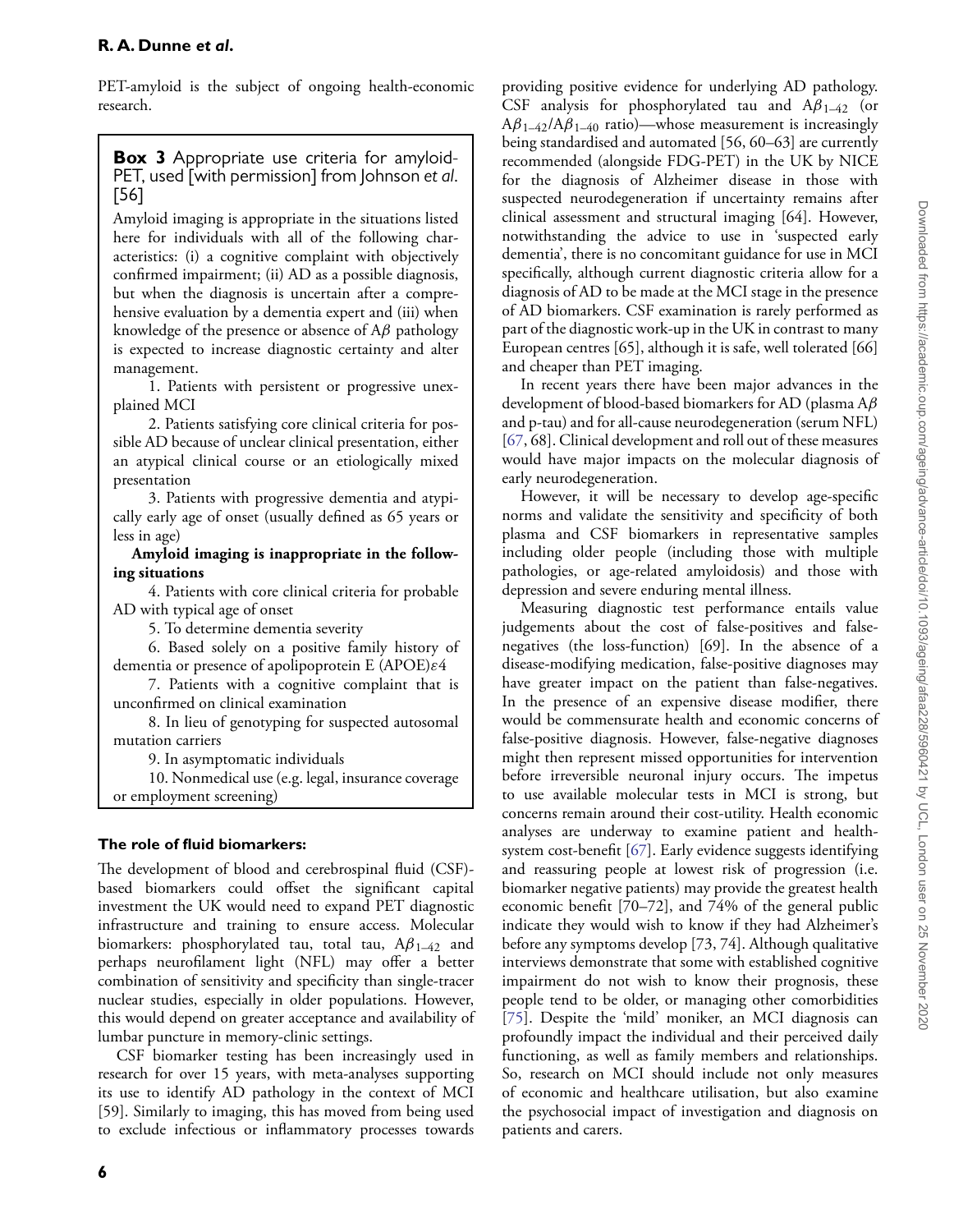PET-amyloid is the subject of ongoing health-economic research.

> **Box 3** Appropriate use criteria for amyloid-PET, used [with permission] from Johnson *et al.* [56]
>
> Amyloid imaging is appropriate in the situations listed here for individuals with all of the following characteristics: (i) a cognitive complaint with objectively confirmed impairment; (ii) AD as a possible diagnosis, but when the diagnosis is uncertain after a comprehensive evaluation by a dementia expert and (iii) when knowledge of the presence or absence of A$\beta$ pathology is expected to increase diagnostic certainty and alter management.
>
> 1. Patients with persistent or progressive unexplained MCI
> 2. Patients satisfying core clinical criteria for possible AD because of unclear clinical presentation, either an atypical clinical course or an etiologically mixed presentation
> 3. Patients with progressive dementia and atypically early age of onset (usually defined as 65 years or less in age)
>
> **Amyloid imaging is inappropriate in the following situations**
>
> 4. Patients with core clinical criteria for probable AD with typical age of onset
> 5. To determine dementia severity
> 6. Based solely on a positive family history of dementia or presence of apolipoprotein E (APOE)$\varepsilon$4
> 7. Patients with a cognitive complaint that is unconfirmed on clinical examination
> 8. In lieu of genotyping for suspected autosomal mutation carriers
> 9. In asymptomatic individuals
> 10. Nonmedical use (e.g. legal, insurance coverage or employment screening)

### The role of fluid biomarkers:

The development of blood and cerebrospinal fluid (CSF)-based biomarkers could offset the significant capital investment the UK would need to expand PET diagnostic infrastructure and training to ensure access. Molecular biomarkers: phosphorylated tau, total tau, A$\beta_{1\text{–}42}$ and perhaps neurofilament light (NFL) may offer a better combination of sensitivity and specificity than single-tracer nuclear studies, especially in older populations. However, this would depend on greater acceptance and availability of lumbar puncture in memory-clinic settings.

CSF biomarker testing has been increasingly used in research for over 15 years, with meta-analyses supporting its use to identify AD pathology in the context of MCI [59]. Similarly to imaging, this has moved from being used to exclude infectious or inflammatory processes towards providing positive evidence for underlying AD pathology. CSF analysis for phosphorylated tau and A$\beta_{1\text{–}42}$ (or A$\beta_{1\text{–}42}$/A$\beta_{1\text{–}40}$ ratio)—whose measurement is increasingly being standardised and automated [56, 60–63] are currently recommended (alongside FDG-PET) in the UK by NICE for the diagnosis of Alzheimer disease in those with suspected neurodegeneration if uncertainty remains after clinical assessment and structural imaging [64]. However, notwithstanding the advice to use in 'suspected early dementia', there is no concomitant guidance for use in MCI specifically, although current diagnostic criteria allow for a diagnosis of AD to be made at the MCI stage in the presence of AD biomarkers. CSF examination is rarely performed as part of the diagnostic work-up in the UK in contrast to many European centres [65], although it is safe, well tolerated [66] and cheaper than PET imaging.

In recent years there have been major advances in the development of blood-based biomarkers for AD (plasma A$\beta$ and p-tau) and for all-cause neurodegeneration (serum NFL) [67, 68]. Clinical development and roll out of these measures would have major impacts on the molecular diagnosis of early neurodegeneration.

However, it will be necessary to develop age-specific norms and validate the sensitivity and specificity of both plasma and CSF biomarkers in representative samples including older people (including those with multiple pathologies, or age-related amyloidosis) and those with depression and severe enduring mental illness.

Measuring diagnostic test performance entails value judgements about the cost of false-positives and false-negatives (the loss-function) [69]. In the absence of a disease-modifying medication, false-positive diagnoses may have greater impact on the patient than false-negatives. In the presence of an expensive disease modifier, there would be commensurate health and economic concerns of false-positive diagnosis. However, false-negative diagnoses might then represent missed opportunities for intervention before irreversible neuronal injury occurs. The impetus to use available molecular tests in MCI is strong, but concerns remain around their cost-utility. Health economic analyses are underway to examine patient and health-system cost-benefit [67]. Early evidence suggests identifying and reassuring people at lowest risk of progression (i.e. biomarker negative patients) may provide the greatest health economic benefit [70–72], and 74% of the general public indicate they would wish to know if they had Alzheimer's before any symptoms develop [73, 74]. Although qualitative interviews demonstrate that some with established cognitive impairment do not wish to know their prognosis, these people tend to be older, or managing other comorbidities [75]. Despite the 'mild' moniker, an MCI diagnosis can profoundly impact the individual and their perceived daily functioning, as well as family members and relationships. So, research on MCI should include not only measures of economic and healthcare utilisation, but also examine the psychosocial impact of investigation and diagnosis on patients and carers.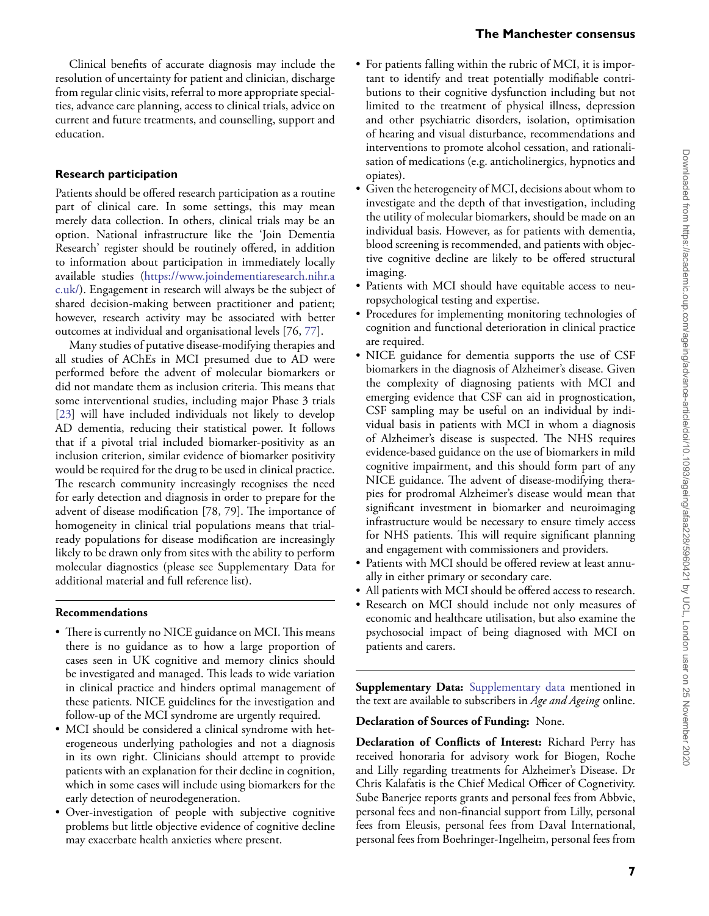Clinical benefits of accurate diagnosis may include the resolution of uncertainty for patient and clinician, discharge from regular clinic visits, referral to more appropriate specialties, advance care planning, access to clinical trials, advice on current and future treatments, and counselling, support and education.

### Research participation

Patients should be offered research participation as a routine part of clinical care. In some settings, this may mean merely data collection. In others, clinical trials may be an option. National infrastructure like the 'Join Dementia Research' register should be routinely offered, in addition to information about participation in immediately locally available studies (https://www.joindementiaresearch.nihr.ac.uk/). Engagement in research will always be the subject of shared decision-making between practitioner and patient; however, research activity may be associated with better outcomes at individual and organisational levels [76, 77].

Many studies of putative disease-modifying therapies and all studies of AChEs in MCI presumed due to AD were performed before the advent of molecular biomarkers or did not mandate them as inclusion criteria. This means that some interventional studies, including major Phase 3 trials [23] will have included individuals not likely to develop AD dementia, reducing their statistical power. It follows that if a pivotal trial included biomarker-positivity as an inclusion criterion, similar evidence of biomarker positivity would be required for the drug to be used in clinical practice. The research community increasingly recognises the need for early detection and diagnosis in order to prepare for the advent of disease modification [78, 79]. The importance of homogeneity in clinical trial populations means that trial-ready populations for disease modification are increasingly likely to be drawn only from sites with the ability to perform molecular diagnostics (please see Supplementary Data for additional material and full reference list).

### Recommendations

- There is currently no NICE guidance on MCI. This means there is no guidance as to how a large proportion of cases seen in UK cognitive and memory clinics should be investigated and managed. This leads to wide variation in clinical practice and hinders optimal management of these patients. NICE guidelines for the investigation and follow-up of the MCI syndrome are urgently required.
- MCI should be considered a clinical syndrome with heterogeneous underlying pathologies and not a diagnosis in its own right. Clinicians should attempt to provide patients with an explanation for their decline in cognition, which in some cases will include using biomarkers for the early detection of neurodegeneration.
- Over-investigation of people with subjective cognitive problems but little objective evidence of cognitive decline may exacerbate health anxieties where present.
- For patients falling within the rubric of MCI, it is important to identify and treat potentially modifiable contributions to their cognitive dysfunction including but not limited to the treatment of physical illness, depression and other psychiatric disorders, isolation, optimisation of hearing and visual disturbance, recommendations and interventions to promote alcohol cessation, and rationalisation of medications (e.g. anticholinergics, hypnotics and opiates).
- Given the heterogeneity of MCI, decisions about whom to investigate and the depth of that investigation, including the utility of molecular biomarkers, should be made on an individual basis. However, as for patients with dementia, blood screening is recommended, and patients with objective cognitive decline are likely to be offered structural imaging.
- Patients with MCI should have equitable access to neuropsychological testing and expertise.
- Procedures for implementing monitoring technologies of cognition and functional deterioration in clinical practice are required.
- NICE guidance for dementia supports the use of CSF biomarkers in the diagnosis of Alzheimer's disease. Given the complexity of diagnosing patients with MCI and emerging evidence that CSF can aid in prognostication, CSF sampling may be useful on an individual by individual basis in patients with MCI in whom a diagnosis of Alzheimer's disease is suspected. The NHS requires evidence-based guidance on the use of biomarkers in mild cognitive impairment, and this should form part of any NICE guidance. The advent of disease-modifying therapies for prodromal Alzheimer's disease would mean that significant investment in biomarker and neuroimaging infrastructure would be necessary to ensure timely access for NHS patients. This will require significant planning and engagement with commissioners and providers.
- Patients with MCI should be offered review at least annually in either primary or secondary care.
- All patients with MCI should be offered access to research.
- Research on MCI should include not only measures of economic and healthcare utilisation, but also examine the psychosocial impact of being diagnosed with MCI on patients and carers.

**Supplementary Data:** Supplementary data mentioned in the text are available to subscribers in *Age and Ageing* online.

**Declaration of Sources of Funding:** None.

**Declaration of Conflicts of Interest:** Richard Perry has received honoraria for advisory work for Biogen, Roche and Lilly regarding treatments for Alzheimer's Disease. Dr Chris Kalafatis is the Chief Medical Officer of Cognetivity. Sube Banerjee reports grants and personal fees from Abbvie, personal fees and non-financial support from Lilly, personal fees from Eleusis, personal fees from Daval International, personal fees from Boehringer-Ingelheim, personal fees from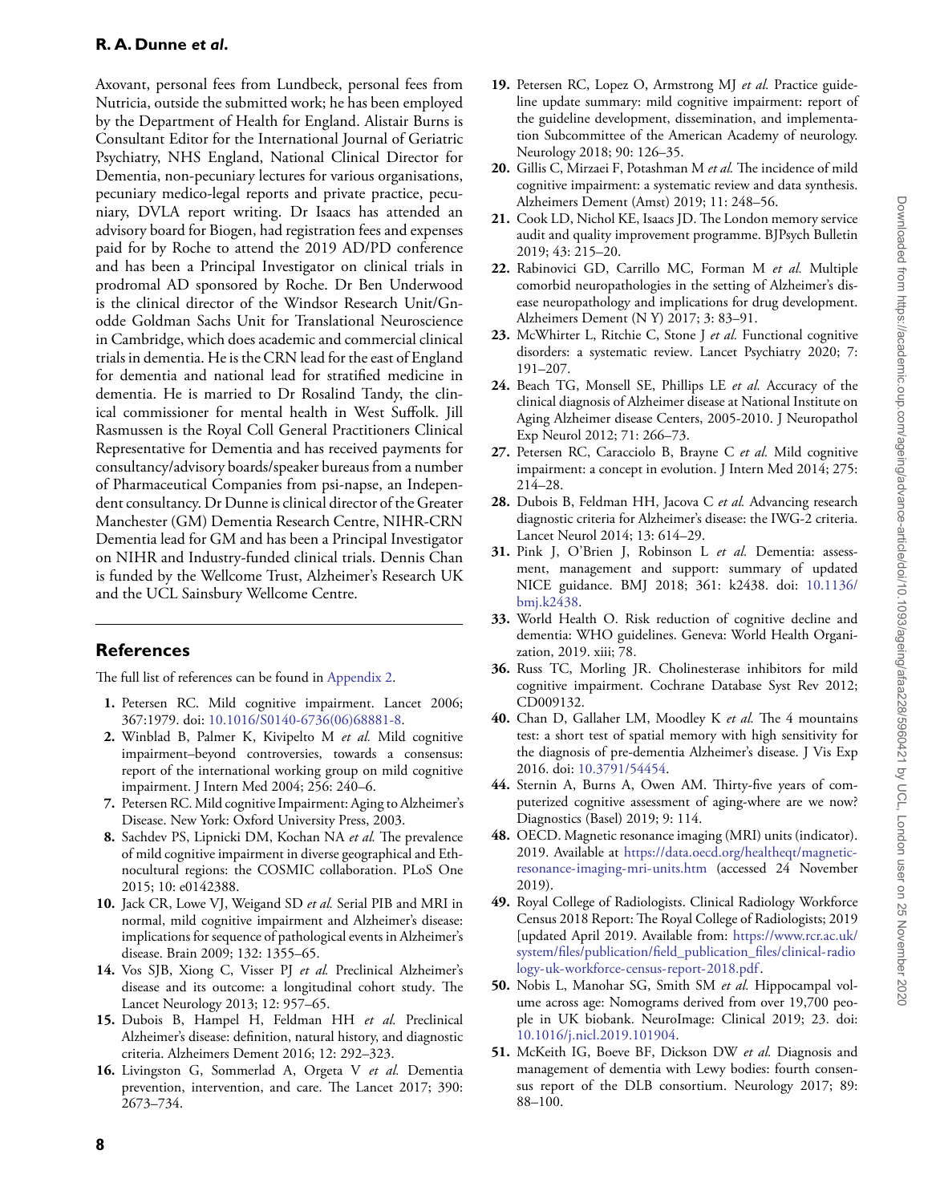Axovant, personal fees from Lundbeck, personal fees from Nutricia, outside the submitted work; he has been employed by the Department of Health for England. Alistair Burns is Consultant Editor for the International Journal of Geriatric Psychiatry, NHS England, National Clinical Director for Dementia, non-pecuniary lectures for various organisations, pecuniary medico-legal reports and private practice, pecuniary, DVLA report writing. Dr Isaacs has attended an advisory board for Biogen, had registration fees and expenses paid for by Roche to attend the 2019 AD/PD conference and has been a Principal Investigator on clinical trials in prodromal AD sponsored by Roche. Dr Ben Underwood is the clinical director of the Windsor Research Unit/Gnodde Goldman Sachs Unit for Translational Neuroscience in Cambridge, which does academic and commercial clinical trials in dementia. He is the CRN lead for the east of England for dementia and national lead for stratified medicine in dementia. He is married to Dr Rosalind Tandy, the clinical commissioner for mental health in West Suffolk. Jill Rasmussen is the Royal Coll General Practitioners Clinical Representative for Dementia and has received payments for consultancy/advisory boards/speaker bureaus from a number of Pharmaceutical Companies from psi-napse, an Independent consultancy. Dr Dunne is clinical director of the Greater Manchester (GM) Dementia Research Centre, NIHR-CRN Dementia lead for GM and has been a Principal Investigator on NIHR and Industry-funded clinical trials. Dennis Chan is funded by the Wellcome Trust, Alzheimer's Research UK and the UCL Sainsbury Wellcome Centre.

## References

The full list of references can be found in Appendix 2.

1. Petersen RC. Mild cognitive impairment. Lancet 2006; 367:1979. doi: 10.1016/S0140-6736(06)68881-8.
2. Winblad B, Palmer K, Kivipelto M *et al.* Mild cognitive impairment–beyond controversies, towards a consensus: report of the international working group on mild cognitive impairment. J Intern Med 2004; 256: 240–6.
7. Petersen RC. Mild Cognitive Impairment: Aging to Alzheimer's Disease. New York: Oxford University Press, 2003.
8. Sachdev PS, Lipnicki DM, Kochan NA *et al.* The prevalence of mild cognitive impairment in diverse geographical and Ethnocultural regions: the COSMIC collaboration. PLoS One 2015; 10: e0142388.
10. Jack CR, Lowe VJ, Weigand SD *et al.* Serial PIB and MRI in normal, mild cognitive impairment and Alzheimer's disease: implications for sequence of pathological events in Alzheimer's disease. Brain 2009; 132: 1355–65.
14. Vos SJB, Xiong C, Visser PJ *et al.* Preclinical Alzheimer's disease and its outcome: a longitudinal cohort study. The Lancet Neurology 2013; 12: 957–65.
15. Dubois B, Hampel H, Feldman HH *et al.* Preclinical Alzheimer's disease: definition, natural history, and diagnostic criteria. Alzheimers Dement 2016; 12: 292–323.
16. Livingston G, Sommerlad A, Orgeta V *et al.* Dementia prevention, intervention, and care. The Lancet 2017; 390: 2673–734.
19. Petersen RC, Lopez O, Armstrong MJ *et al.* Practice guideline update summary: mild cognitive impairment: report of the guideline development, dissemination, and implementation Subcommittee of the American Academy of neurology. Neurology 2018; 90: 126–35.
20. Gillis C, Mirzaei F, Potashman M *et al.* The incidence of mild cognitive impairment: a systematic review and data synthesis. Alzheimers Dement (Amst) 2019; 11: 248–56.
21. Cook LD, Nichol KE, Isaacs JD. The London memory service audit and quality improvement programme. BJPsych Bulletin 2019; 43: 215–20.
22. Rabinovici GD, Carrillo MC, Forman M *et al.* Multiple comorbid neuropathologies in the setting of Alzheimer's disease neuropathology and implications for drug development. Alzheimers Dement (N Y) 2017; 3: 83–91.
23. McWhirter L, Ritchie C, Stone J *et al.* Functional cognitive disorders: a systematic review. Lancet Psychiatry 2020; 7: 191–207.
24. Beach TG, Monsell SE, Phillips LE *et al.* Accuracy of the clinical diagnosis of Alzheimer disease at National Institute on Aging Alzheimer disease Centers, 2005-2010. J Neuropathol Exp Neurol 2012; 71: 266–73.
27. Petersen RC, Caracciolo B, Brayne C *et al.* Mild cognitive impairment: a concept in evolution. J Intern Med 2014; 275: 214–28.
28. Dubois B, Feldman HH, Jacova C *et al.* Advancing research diagnostic criteria for Alzheimer's disease: the IWG-2 criteria. Lancet Neurol 2014; 13: 614–29.
31. Pink J, O'Brien J, Robinson L *et al.* Dementia: assessment, management and support: summary of updated NICE guidance. BMJ 2018; 361: k2438. doi: 10.1136/bmj.k2438.
33. World Health O. Risk reduction of cognitive decline and dementia: WHO guidelines. Geneva: World Health Organization, 2019. xiii; 78.
36. Russ TC, Morling JR. Cholinesterase inhibitors for mild cognitive impairment. Cochrane Database Syst Rev 2012; CD009132.
40. Chan D, Gallaher LM, Moodley K *et al.* The 4 mountains test: a short test of spatial memory with high sensitivity for the diagnosis of pre-dementia Alzheimer's disease. J Vis Exp 2016. doi: 10.3791/54454.
44. Sternin A, Burns A, Owen AM. Thirty-five years of computerized cognitive assessment of aging-where are we now? Diagnostics (Basel) 2019; 9: 114.
48. OECD. Magnetic resonance imaging (MRI) units (indicator). 2019. Available at https://data.oecd.org/healtheqt/magnetic-resonance-imaging-mri-units.htm (accessed 24 November 2019).
49. Royal College of Radiologists. Clinical Radiology Workforce Census 2018 Report: The Royal College of Radiologists; 2019 [updated April 2019. Available from: https://www.rcr.ac.uk/system/files/publication/field_publication_files/clinical-radiology-uk-workforce-census-report-2018.pdf.
50. Nobis L, Manohar SG, Smith SM *et al.* Hippocampal volume across age: Nomograms derived from over 19,700 people in UK biobank. NeuroImage: Clinical 2019; 23. doi: 10.1016/j.nicl.2019.101904.
51. McKeith IG, Boeve BF, Dickson DW *et al.* Diagnosis and management of dementia with Lewy bodies: fourth consensus report of the DLB consortium. Neurology 2017; 89: 88–100.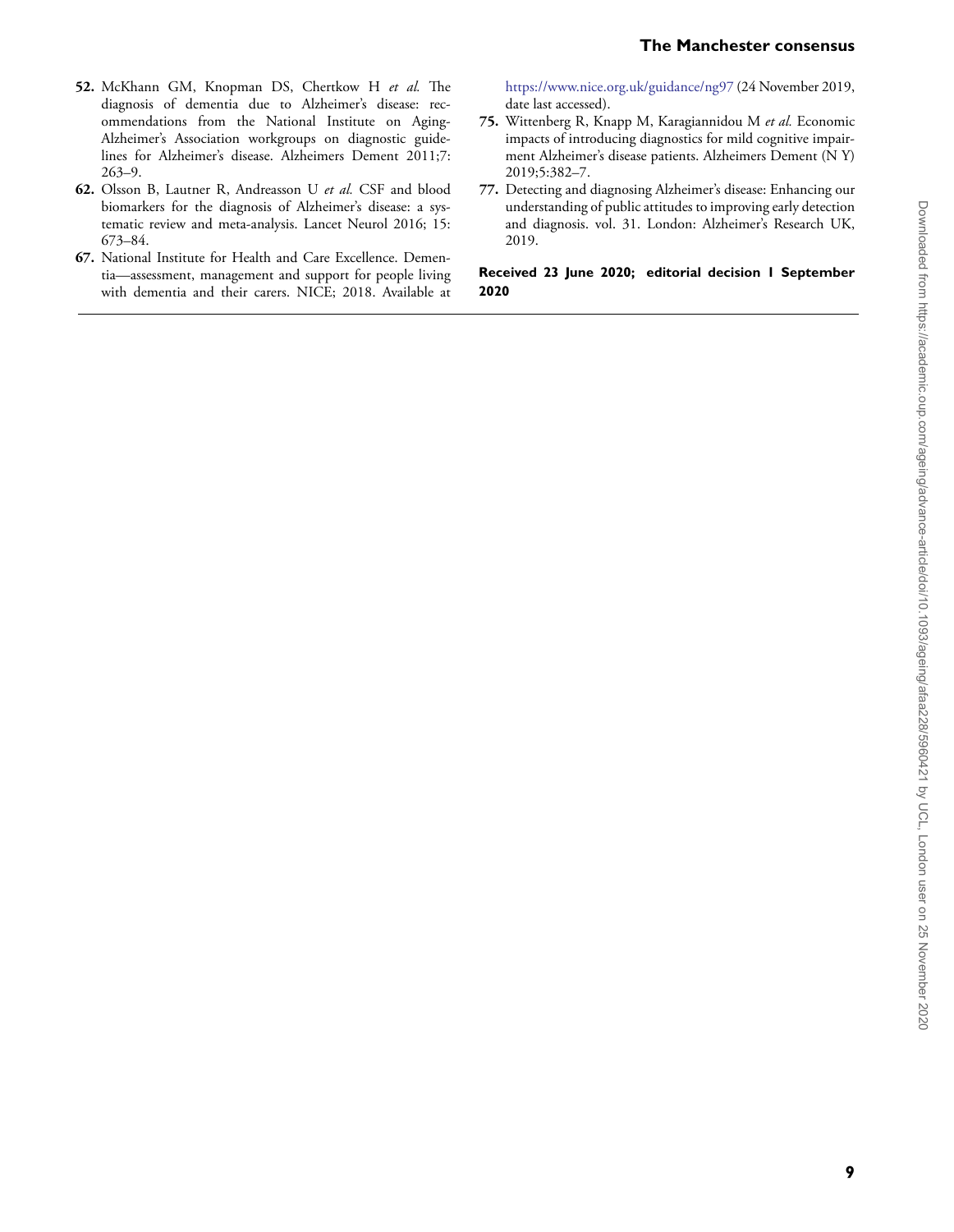**52.** McKhann GM, Knopman DS, Chertkow H *et al.* The diagnosis of dementia due to Alzheimer's disease: recommendations from the National Institute on Aging-Alzheimer's Association workgroups on diagnostic guidelines for Alzheimer's disease. Alzheimers Dement 2011;7: 263–9.

**62.** Olsson B, Lautner R, Andreasson U *et al.* CSF and blood biomarkers for the diagnosis of Alzheimer's disease: a systematic review and meta-analysis. Lancet Neurol 2016; 15: 673–84.

**67.** National Institute for Health and Care Excellence. Dementia—assessment, management and support for people living with dementia and their carers. NICE; 2018. Available at https://www.nice.org.uk/guidance/ng97 (24 November 2019, date last accessed).

**75.** Wittenberg R, Knapp M, Karagiannidou M *et al.* Economic impacts of introducing diagnostics for mild cognitive impairment Alzheimer's disease patients. Alzheimers Dement (N Y) 2019;5:382–7.

**77.** Detecting and diagnosing Alzheimer's disease: Enhancing our understanding of public attitudes to improving early detection and diagnosis. vol. 31. London: Alzheimer's Research UK, 2019.

**Received 23 June 2020; editorial decision 1 September 2020**